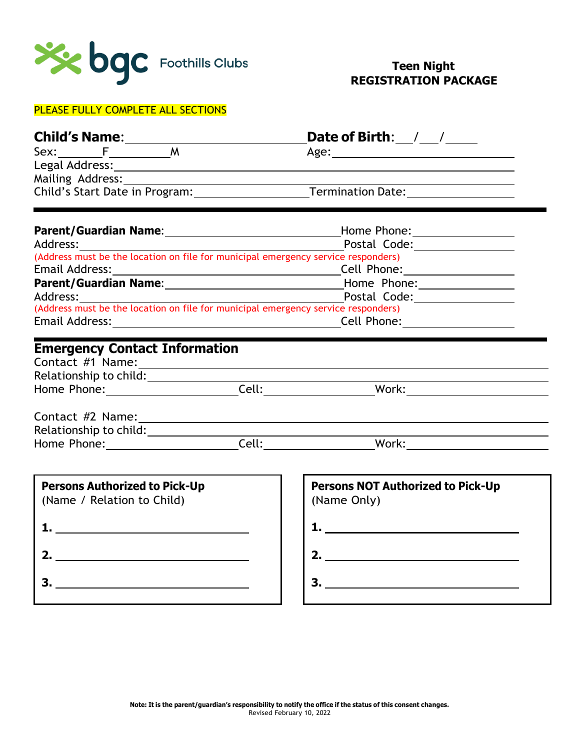bgc Foothills Clubs

# Teen Night
# REGISTRATION PACKAGE

PLEASE FULLY COMPLETE ALL SECTIONS

**Child's Name**: ______________________ **Date of Birth**: ___/___/_____

Sex: ______F__________M Age: ______________________

Legal Address: ______________________

Mailing Address: ______________________

Child's Start Date in Program: ______________ Termination Date: ______________

---

**Parent/Guardian Name**: ______________________ Home Phone: ______________

Address: ______________________ Postal Code: ______________

(Address must be the location on file for municipal emergency service responders)

Email Address: ______________________ Cell Phone: ______________

**Parent/Guardian Name**: ______________________ Home Phone: ______________

Address: ______________________ Postal Code: ______________

(Address must be the location on file for municipal emergency service responders)

Email Address: ______________________ Cell Phone: ______________

---

## Emergency Contact Information

Contact #1 Name: ______________________

Relationship to child: ______________________

Home Phone: ______________ Cell: ______________ Work: ______________

Contact #2 Name: ______________________

Relationship to child: ______________________

Home Phone: ______________ Cell: ______________ Work: ______________

| **Persons Authorized to Pick-Up** (Name / Relation to Child) | **Persons NOT Authorized to Pick-Up** (Name Only) |
|---|---|
| **1.** ______________________ | **1.** ______________________ |
| **2.** ______________________ | **2.** ______________________ |
| **3.** ______________________ | **3.** ______________________ |

**Note: It is the parent/guardian's responsibility to notify the office if the status of this consent changes.**

Revised February 10, 2022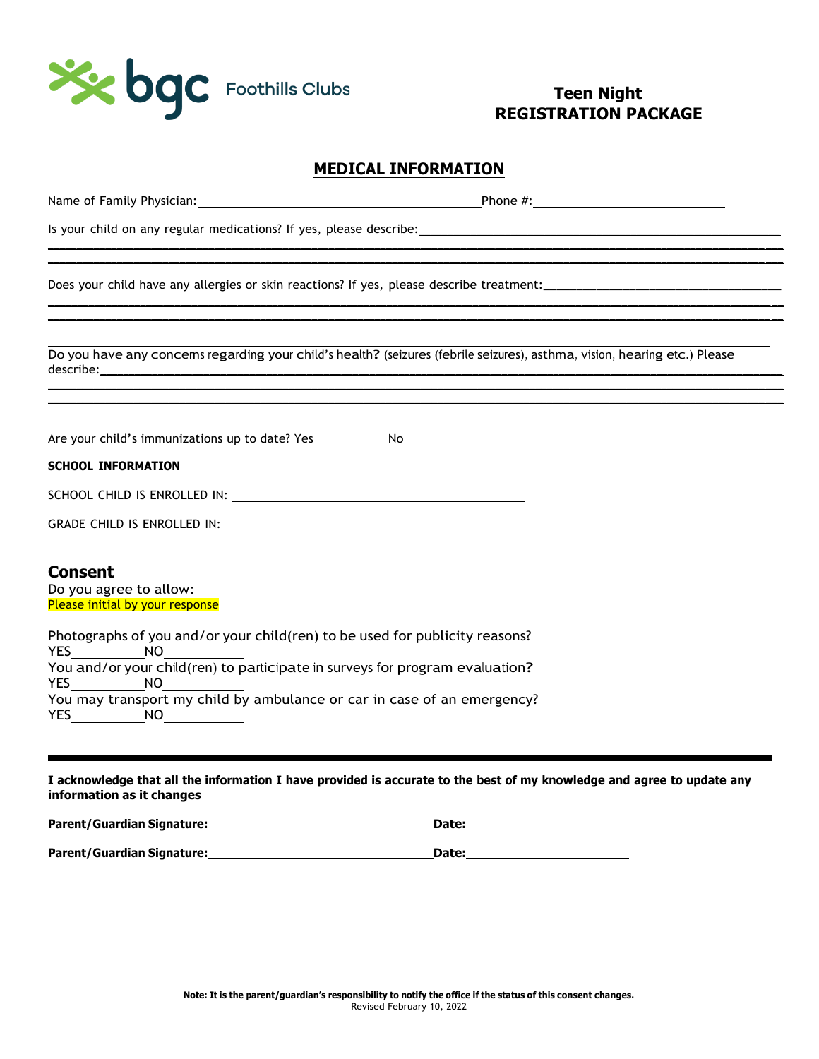bgc Foothills Clubs

# Teen Night REGISTRATION PACKAGE

## MEDICAL INFORMATION

Name of Family Physician:______________________________________Phone #:__________________________

Is your child on any regular medications? If yes, please describe:__________________________________________

___________________________________________________________________________________________

___________________________________________________________________________________________

Does your child have any allergies or skin reactions? If yes, please describe treatment:___________________________

___________________________________________________________________________________________

___________________________________________________________________________________________

___________________________________________________________________________________________

Do you have any concerns regarding your child's health? (seizures (febrile seizures), asthma, vision, hearing etc.) Please describe:___________________________________________________________________________________

___________________________________________________________________________________________

___________________________________________________________________________________________

Are your child's immunizations up to date? Yes__________ No__________

**SCHOOL INFORMATION**

SCHOOL CHILD IS ENROLLED IN: ________________________________________

GRADE CHILD IS ENROLLED IN: ________________________________________

## Consent

Do you agree to allow:
Please initial by your response

Photographs of you and/or your child(ren) to be used for publicity reasons?
YES__________ NO__________

You and/or your child(ren) to participate in surveys for program evaluation?
YES__________ NO__________

You may transport my child by ambulance or car in case of an emergency?
YES__________ NO__________

---

**I acknowledge that all the information I have provided is accurate to the best of my knowledge and agree to update any information as it changes**

**Parent/Guardian Signature:**______________________________ **Date:**______________________

**Parent/Guardian Signature:**______________________________ **Date:**______________________

**Note: It is the parent/guardian's responsibility to notify the office if the status of this consent changes.**
Revised February 10, 2022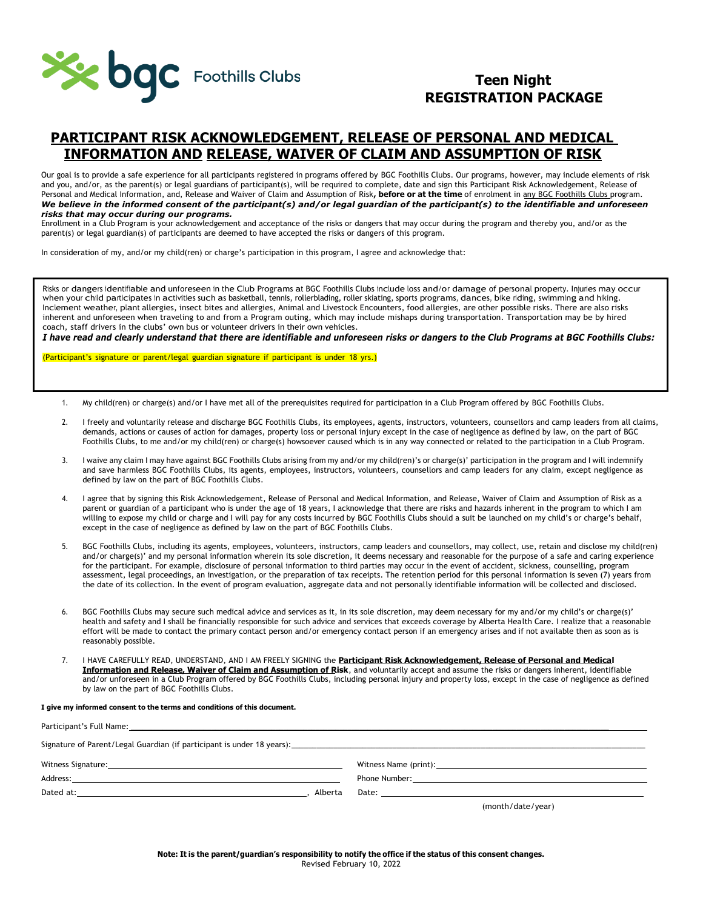bgc Foothills Clubs

# Teen Night REGISTRATION PACKAGE

## PARTICIPANT RISK ACKNOWLEDGEMENT, RELEASE OF PERSONAL AND MEDICAL INFORMATION AND RELEASE, WAIVER OF CLAIM AND ASSUMPTION OF RISK

Our goal is to provide a safe experience for all participants registered in programs offered by BGC Foothills Clubs. Our programs, however, may include elements of risk and you, and/or, as the parent(s) or legal guardians of participant(s), will be required to complete, date and sign this Participant Risk Acknowledgement, Release of Personal and Medical Information, and, Release and Waiver of Claim and Assumption of Risk**, before or at the time** of enrolment in any BGC Foothills Clubs program. ***We believe in the informed consent of the participant(s) and/or legal guardian of the participant(s) to the identifiable and unforeseen risks that may occur during our programs.***
Enrollment in a Club Program is your acknowledgement and acceptance of the risks or dangers that may occur during the program and thereby you, and/or as the parent(s) or legal guardian(s) of participants are deemed to have accepted the risks or dangers of this program.

In consideration of my, and/or my child(ren) or charge's participation in this program, I agree and acknowledge that:

Risks or dangers identifiable and unforeseen in the Club Programs at BGC Foothills Clubs include loss and/or damage of personal property. Injuries may occur when your child participates in activities such as basketball, tennis, rollerblading, roller skating, sports programs, dances, bike riding, swimming and hiking. Inclement weather, plant allergies, insect bites and allergies, Animal and Livestock Encounters, food allergies, are other possible risks. There are also risks inherent and unforeseen when traveling to and from a Program outing, which may include mishaps during transportation. Transportation may be by hired coach, staff drivers in the clubs' own bus or volunteer drivers in their own vehicles.
***I have read and clearly understand that there are identifiable and unforeseen risks or dangers to the Club Programs at BGC Foothills Clubs:***

(Participant's signature or parent/legal guardian signature if participant is under 18 yrs.)

1. My child(ren) or charge(s) and/or I have met all of the prerequisites required for participation in a Club Program offered by BGC Foothills Clubs.
2. I freely and voluntarily release and discharge BGC Foothills Clubs, its employees, agents, instructors, volunteers, counsellors and camp leaders from all claims, demands, actions or causes of action for damages, property loss or personal injury except in the case of negligence as defined by law, on the part of BGC Foothills Clubs, to me and/or my child(ren) or charge(s) howsoever caused which is in any way connected or related to the participation in a Club Program.
3. I waive any claim I may have against BGC Foothills Clubs arising from my and/or my child(ren)'s or charge(s)' participation in the program and I will indemnify and save harmless BGC Foothills Clubs, its agents, employees, instructors, volunteers, counsellors and camp leaders for any claim, except negligence as defined by law on the part of BGC Foothills Clubs.
4. I agree that by signing this Risk Acknowledgement, Release of Personal and Medical Information, and Release, Waiver of Claim and Assumption of Risk as a parent or guardian of a participant who is under the age of 18 years, I acknowledge that there are risks and hazards inherent in the program to which I am willing to expose my child or charge and I will pay for any costs incurred by BGC Foothills Clubs should a suit be launched on my child's or charge's behalf, except in the case of negligence as defined by law on the part of BGC Foothills Clubs.
5. BGC Foothills Clubs, including its agents, employees, volunteers, instructors, camp leaders and counsellors, may collect, use, retain and disclose my child(ren) and/or charge(s)' and my personal information wherein its sole discretion, it deems necessary and reasonable for the purpose of a safe and caring experience for the participant. For example, disclosure of personal information to third parties may occur in the event of accident, sickness, counselling, program assessment, legal proceedings, an investigation, or the preparation of tax receipts. The retention period for this personal information is seven (7) years from the date of its collection. In the event of program evaluation, aggregate data and not personally identifiable information will be collected and disclosed.
6. BGC Foothills Clubs may secure such medical advice and services as it, in its sole discretion, may deem necessary for my and/or my child's or charge(s)' health and safety and I shall be financially responsible for such advice and services that exceeds coverage by Alberta Health Care. I realize that a reasonable effort will be made to contact the primary contact person and/or emergency contact person if an emergency arises and if not available then as soon as is reasonably possible.
7. I HAVE CAREFULLY READ, UNDERSTAND, AND I AM FREELY SIGNING the **Participant Risk Acknowledgement, Release of Personal and Medical Information and Release, Waiver of Claim and Assumption of Risk**, and voluntarily accept and assume the risks or dangers inherent, identifiable and/or unforeseen in a Club Program offered by BGC Foothills Clubs, including personal injury and property loss, except in the case of negligence as defined by law on the part of BGC Foothills Clubs.

**I give my informed consent to the terms and conditions of this document.**

Participant's Full Name: ______________________________

Signature of Parent/Legal Guardian (if participant is under 18 years): ______________________________

Witness Signature: ______________________________ Witness Name (print): ______________________________

Address: ______________________________ Phone Number: ______________________________

Dated at: ______________________________, Alberta Date: ______________________________

(month/date/year)

**Note: It is the parent/guardian's responsibility to notify the office if the status of this consent changes.**
Revised February 10, 2022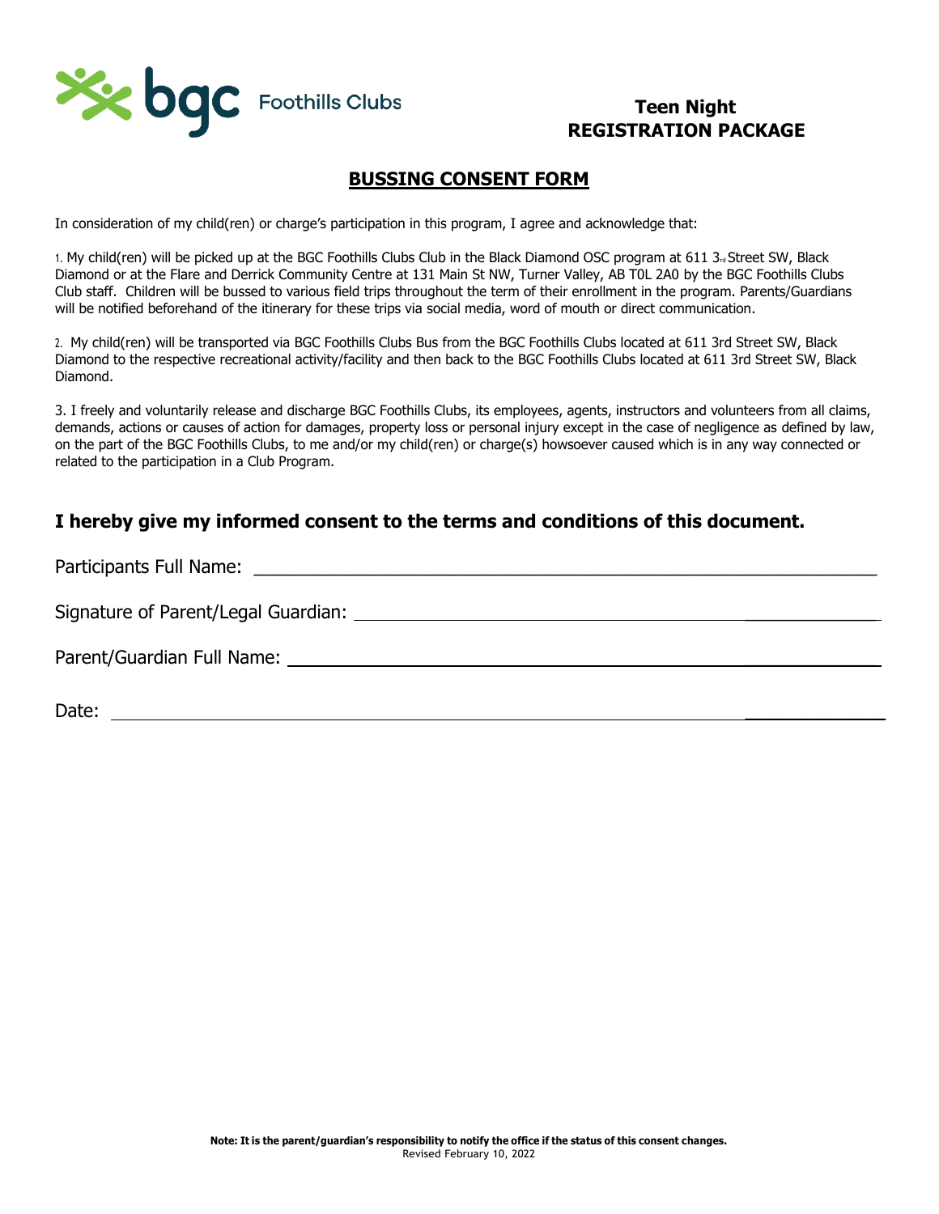bgc Foothills Clubs

**Teen Night**
**REGISTRATION PACKAGE**

## BUSSING CONSENT FORM

In consideration of my child(ren) or charge's participation in this program, I agree and acknowledge that:

1. My child(ren) will be picked up at the BGC Foothills Clubs Club in the Black Diamond OSC program at 611 3rd Street SW, Black Diamond or at the Flare and Derrick Community Centre at 131 Main St NW, Turner Valley, AB T0L 2A0 by the BGC Foothills Clubs Club staff. Children will be bussed to various field trips throughout the term of their enrollment in the program. Parents/Guardians will be notified beforehand of the itinerary for these trips via social media, word of mouth or direct communication.

2. My child(ren) will be transported via BGC Foothills Clubs Bus from the BGC Foothills Clubs located at 611 3rd Street SW, Black Diamond to the respective recreational activity/facility and then back to the BGC Foothills Clubs located at 611 3rd Street SW, Black Diamond.

3. I freely and voluntarily release and discharge BGC Foothills Clubs, its employees, agents, instructors and volunteers from all claims, demands, actions or causes of action for damages, property loss or personal injury except in the case of negligence as defined by law, on the part of the BGC Foothills Clubs, to me and/or my child(ren) or charge(s) howsoever caused which is in any way connected or related to the participation in a Club Program.

### I hereby give my informed consent to the terms and conditions of this document.

Participants Full Name: ______________________________

Signature of Parent/Legal Guardian: ______________________________

Parent/Guardian Full Name: ______________________________

Date: ______________________________

**Note: It is the parent/guardian's responsibility to notify the office if the status of this consent changes.**
Revised February 10, 2022